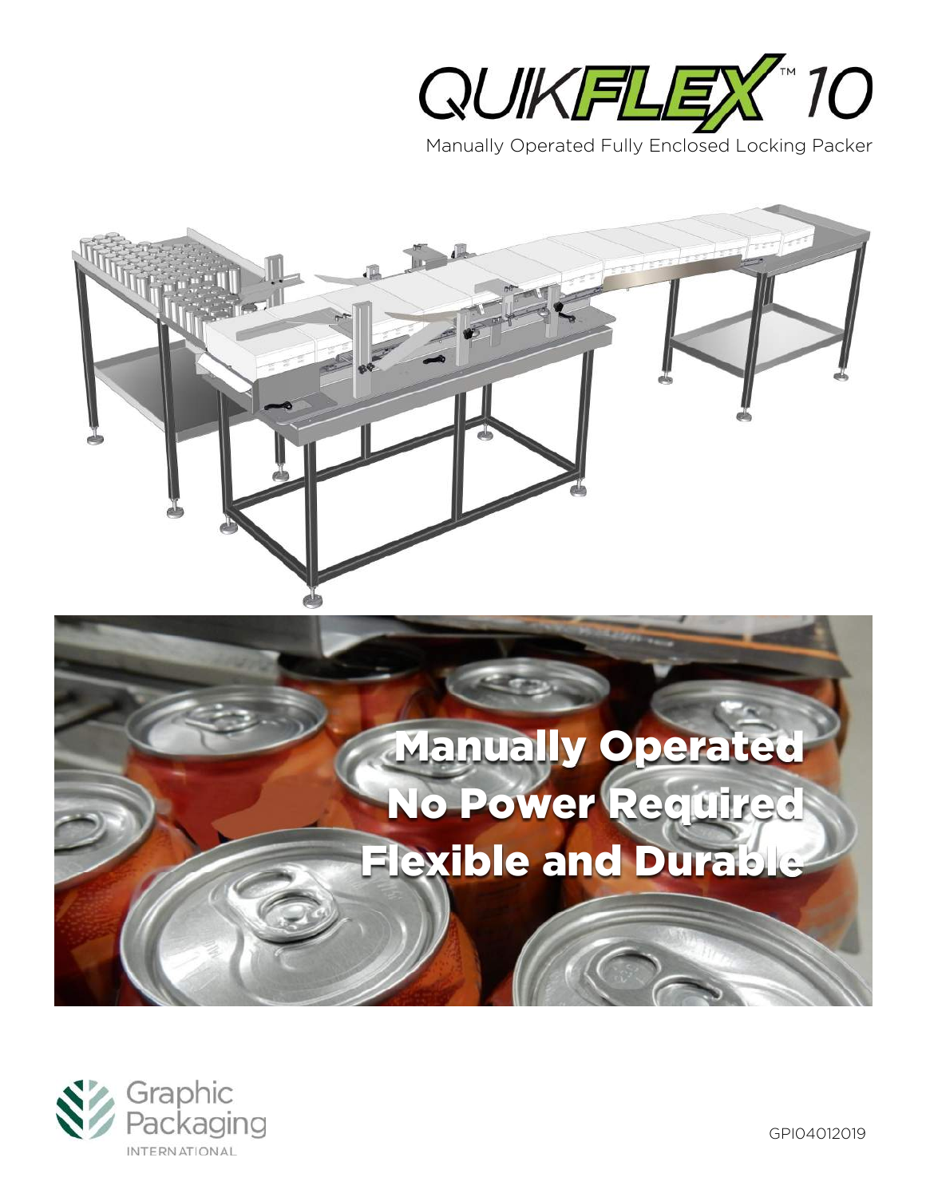# QUIKFLEX™ 10

Manually Operated Fully Enclosed Locking Packer

Manually Operated
No Power Required
Flexible and Durable

Graphic Packaging INTERNATIONAL

GPI04012019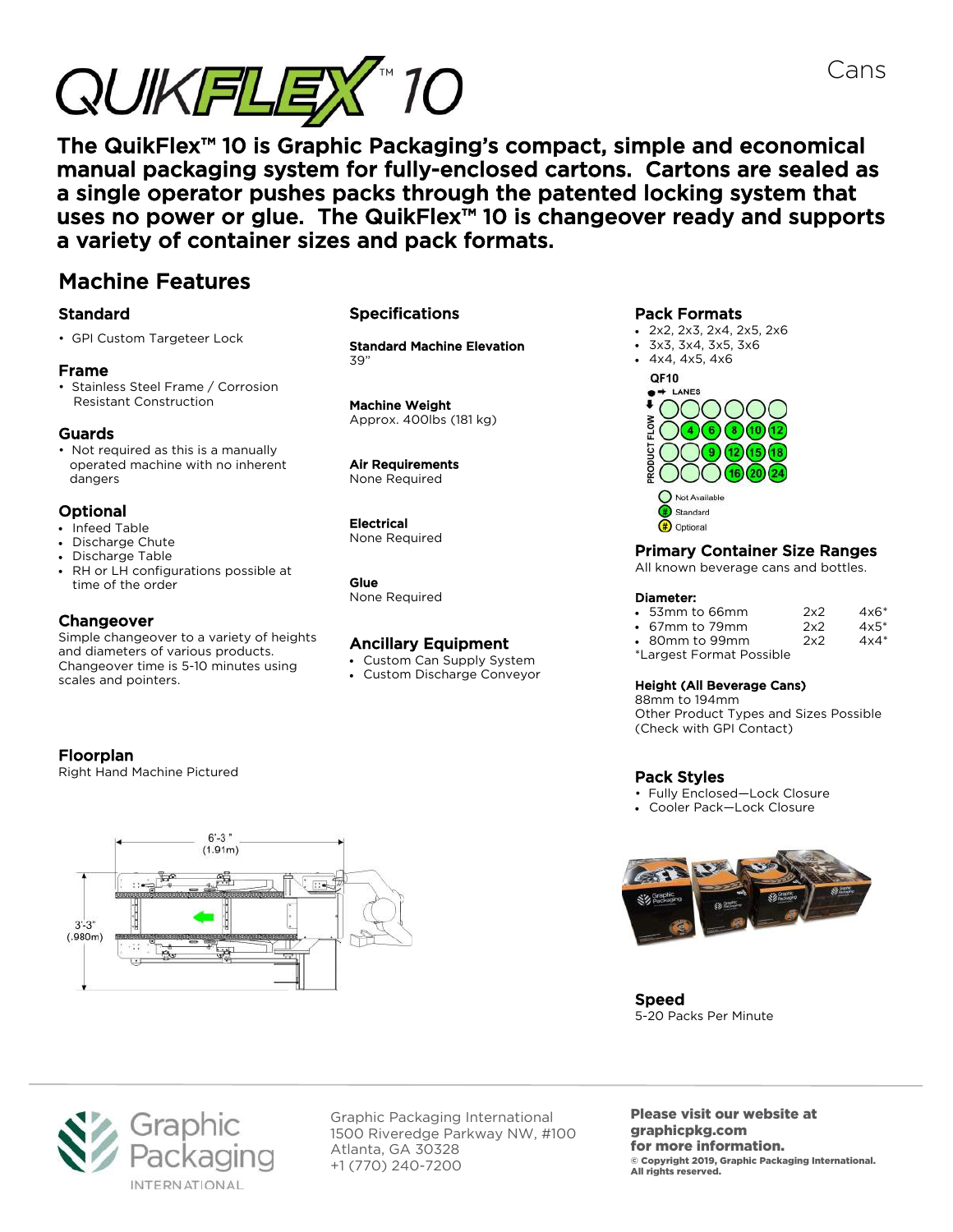# QUIKFLEX™ 10

Cans

**The QuikFlex™ 10 is Graphic Packaging's compact, simple and economical manual packaging system for fully-enclosed cartons. Cartons are sealed as a single operator pushes packs through the patented locking system that uses no power or glue. The QuikFlex™ 10 is changeover ready and supports a variety of container sizes and pack formats.**

## Machine Features

### Standard

- GPI Custom Targeteer Lock

### Frame

- Stainless Steel Frame / Corrosion Resistant Construction

### Guards

- Not required as this is a manually operated machine with no inherent dangers

### Optional

- Infeed Table
- Discharge Chute
- Discharge Table
- RH or LH configurations possible at time of the order

### Changeover

Simple changeover to a variety of heights and diameters of various products. Changeover time is 5-10 minutes using scales and pointers.

### Specifications

**Standard Machine Elevation**
39"

**Machine Weight**
Approx. 400lbs (181 kg)

**Air Requirements**
None Required

**Electrical**
None Required

**Glue**
None Required

### Ancillary Equipment

- Custom Can Supply System
- Custom Discharge Conveyor

### Pack Formats

- 2x2, 2x3, 2x4, 2x5, 2x6
- 3x3, 3x4, 3x5, 3x6
- 4x4, 4x5, 4x6

QF10

LANES

PRODUCT FLOW

4 6 8 10 12

9 12 15 18

16 20 24

Not Available

Standard

Optional

### Primary Container Size Ranges

All known beverage cans and bottles.

**Diameter:**

| | | |
|---|---|---|
| • 53mm to 66mm | 2x2 | 4x6* |
| • 67mm to 79mm | 2x2 | 4x5* |
| • 80mm to 99mm | 2x2 | 4x4* |

*Largest Format Possible

**Height (All Beverage Cans)**
88mm to 194mm
Other Product Types and Sizes Possible (Check with GPI Contact)

### Floorplan

Right Hand Machine Pictured

6'-3"
(1.91m)

3'-3"
(.980m)

### Pack Styles

- Fully Enclosed—Lock Closure
- Cooler Pack—Lock Closure

### Speed

5-20 Packs Per Minute

Graphic Packaging INTERNATIONAL

Graphic Packaging International
1500 Riveredge Parkway NW, #100
Atlanta, GA 30328
+1 (770) 240-7200

**Please visit our website at graphicpkg.com for more information.**

**© Copyright 2019, Graphic Packaging International. All rights reserved.**